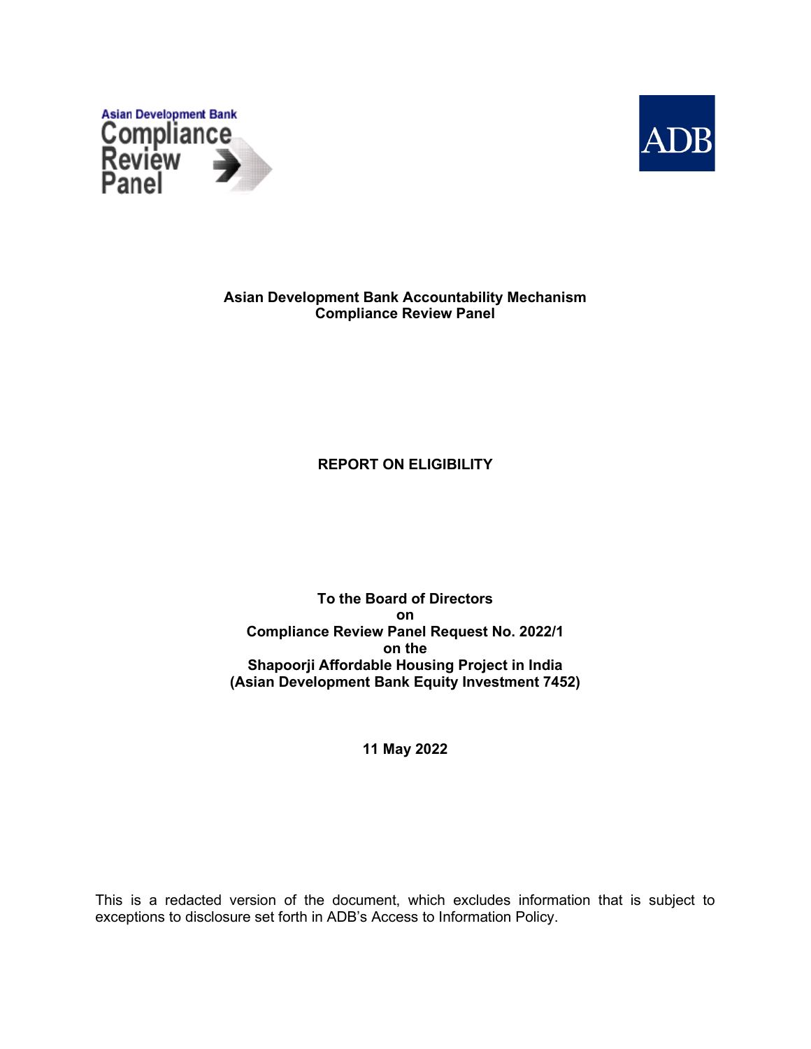Asian Development Bank Compliance Review Panel

ADB

**Asian Development Bank Accountability Mechanism**
**Compliance Review Panel**

# REPORT ON ELIGIBILITY

**To the Board of Directors**
**on**
**Compliance Review Panel Request No. 2022/1**
**on the**
**Shapoorji Affordable Housing Project in India**
**(Asian Development Bank Equity Investment 7452)**

**11 May 2022**

This is a redacted version of the document, which excludes information that is subject to exceptions to disclosure set forth in ADB's Access to Information Policy.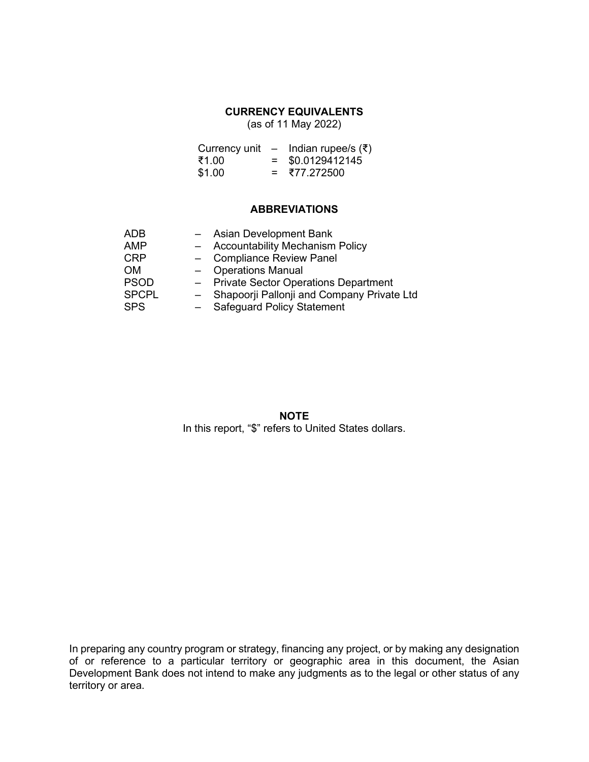## CURRENCY EQUIVALENTS

(as of 11 May 2022)

| | | |
|---|---|---|
| Currency unit | – | Indian rupee/s (₹) |
| ₹1.00 | = | $0.0129412145 |
| $1.00 | = | ₹77.272500 |

## ABBREVIATIONS

| | | |
|---|---|---|
| ADB | – | Asian Development Bank |
| AMP | – | Accountability Mechanism Policy |
| CRP | – | Compliance Review Panel |
| OM | – | Operations Manual |
| PSOD | – | Private Sector Operations Department |
| SPCPL | – | Shapoorji Pallonji and Company Private Ltd |
| SPS | – | Safeguard Policy Statement |

## NOTE

In this report, "$" refers to United States dollars.

In preparing any country program or strategy, financing any project, or by making any designation of or reference to a particular territory or geographic area in this document, the Asian Development Bank does not intend to make any judgments as to the legal or other status of any territory or area.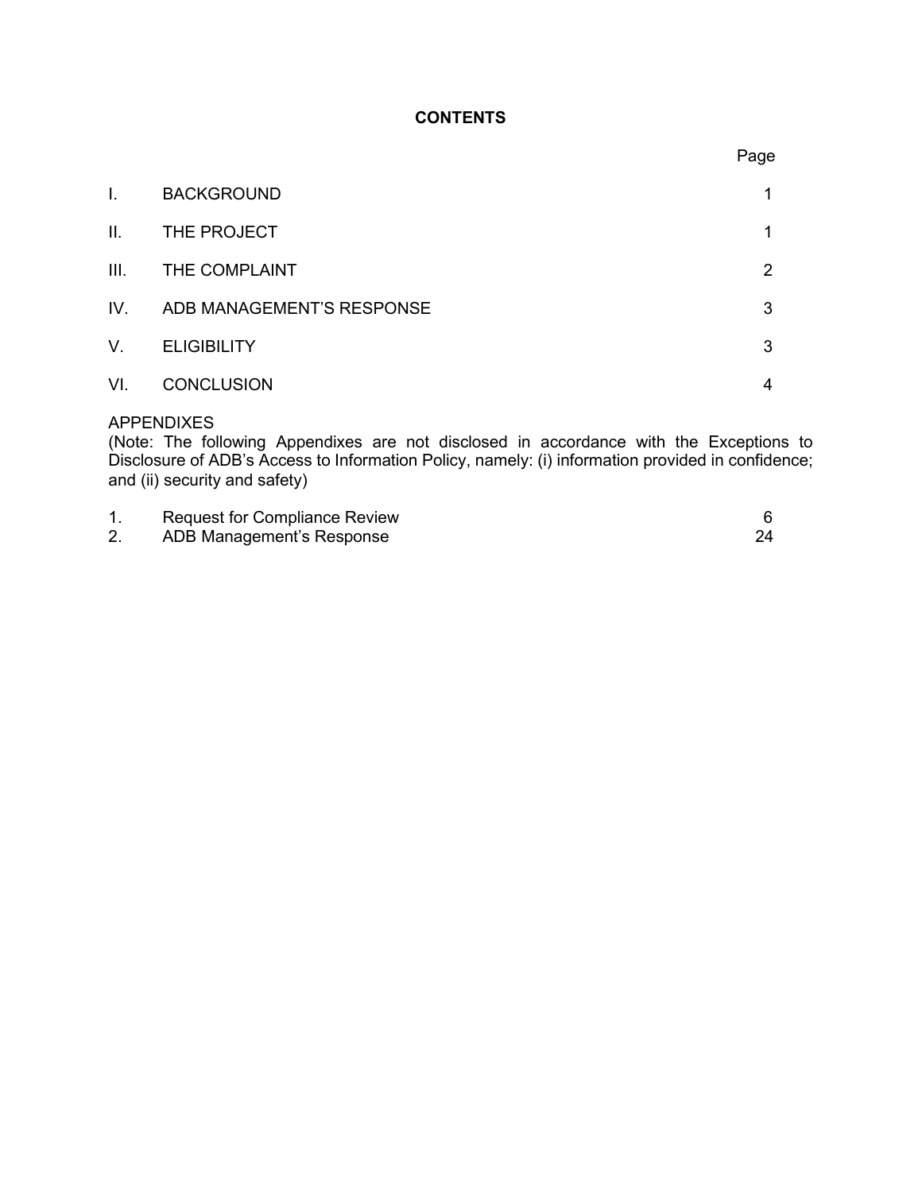# CONTENTS

| | | Page |
|---|---|---|
| I. | BACKGROUND | 1 |
| II. | THE PROJECT | 1 |
| III. | THE COMPLAINT | 2 |
| IV. | ADB MANAGEMENT'S RESPONSE | 3 |
| V. | ELIGIBILITY | 3 |
| VI. | CONCLUSION | 4 |

APPENDIXES
(Note: The following Appendixes are not disclosed in accordance with the Exceptions to Disclosure of ADB's Access to Information Policy, namely: (i) information provided in confidence; and (ii) security and safety)

| | | |
|---|---|---|
| 1. | Request for Compliance Review | 6 |
| 2. | ADB Management's Response | 24 |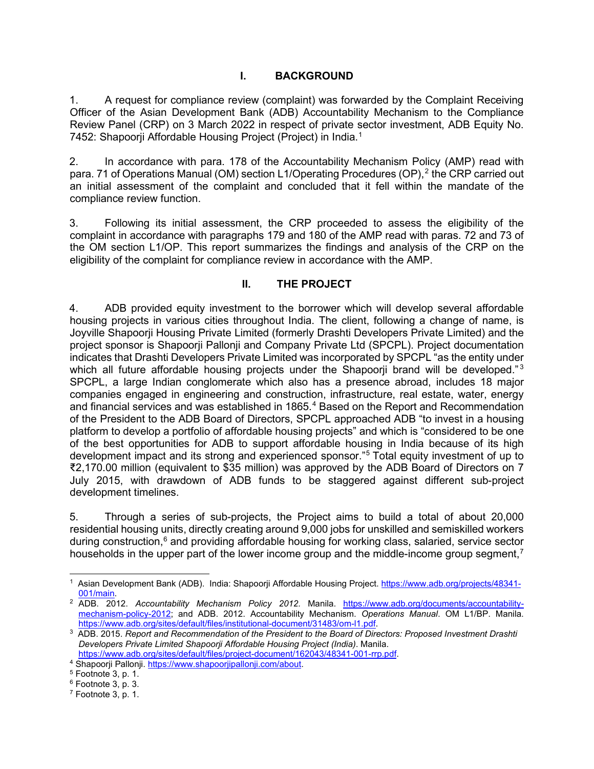## I. BACKGROUND

1. A request for compliance review (complaint) was forwarded by the Complaint Receiving Officer of the Asian Development Bank (ADB) Accountability Mechanism to the Compliance Review Panel (CRP) on 3 March 2022 in respect of private sector investment, ADB Equity No. 7452: Shapoorji Affordable Housing Project (Project) in India.[1]

2. In accordance with para. 178 of the Accountability Mechanism Policy (AMP) read with para. 71 of Operations Manual (OM) section L1/Operating Procedures (OP),[2] the CRP carried out an initial assessment of the complaint and concluded that it fell within the mandate of the compliance review function.

3. Following its initial assessment, the CRP proceeded to assess the eligibility of the complaint in accordance with paragraphs 179 and 180 of the AMP read with paras. 72 and 73 of the OM section L1/OP. This report summarizes the findings and analysis of the CRP on the eligibility of the complaint for compliance review in accordance with the AMP.

## II. THE PROJECT

4. ADB provided equity investment to the borrower which will develop several affordable housing projects in various cities throughout India. The client, following a change of name, is Joyville Shapoorji Housing Private Limited (formerly Drashti Developers Private Limited) and the project sponsor is Shapoorji Pallonji and Company Private Ltd (SPCPL). Project documentation indicates that Drashti Developers Private Limited was incorporated by SPCPL "as the entity under which all future affordable housing projects under the Shapoorji brand will be developed."[3] SPCPL, a large Indian conglomerate which also has a presence abroad, includes 18 major companies engaged in engineering and construction, infrastructure, real estate, water, energy and financial services and was established in 1865.[4] Based on the Report and Recommendation of the President to the ADB Board of Directors, SPCPL approached ADB "to invest in a housing platform to develop a portfolio of affordable housing projects" and which is "considered to be one of the best opportunities for ADB to support affordable housing in India because of its high development impact and its strong and experienced sponsor."[5] Total equity investment of up to ₹2,170.00 million (equivalent to $35 million) was approved by the ADB Board of Directors on 7 July 2015, with drawdown of ADB funds to be staggered against different sub-project development timelines.

5. Through a series of sub-projects, the Project aims to build a total of about 20,000 residential housing units, directly creating around 9,000 jobs for unskilled and semiskilled workers during construction,[6] and providing affordable housing for working class, salaried, service sector households in the upper part of the lower income group and the middle-income group segment,[7]

---

[1] Asian Development Bank (ADB). India: Shapoorji Affordable Housing Project. https://www.adb.org/projects/48341-001/main.

[2] ADB. 2012. *Accountability Mechanism Policy 2012*. Manila. https://www.adb.org/documents/accountability-mechanism-policy-2012; and ADB. 2012. Accountability Mechanism. *Operations Manual*. OM L1/BP. Manila. https://www.adb.org/sites/default/files/institutional-document/31483/om-l1.pdf.

[3] ADB. 2015. *Report and Recommendation of the President to the Board of Directors: Proposed Investment Drashti Developers Private Limited Shapoorji Affordable Housing Project (India)*. Manila. https://www.adb.org/sites/default/files/project-document/162043/48341-001-rrp.pdf.

[4] Shapoorji Pallonji. https://www.shapoorjipallonji.com/about.

[5] Footnote 3, p. 1.

[6] Footnote 3, p. 3.

[7] Footnote 3, p. 1.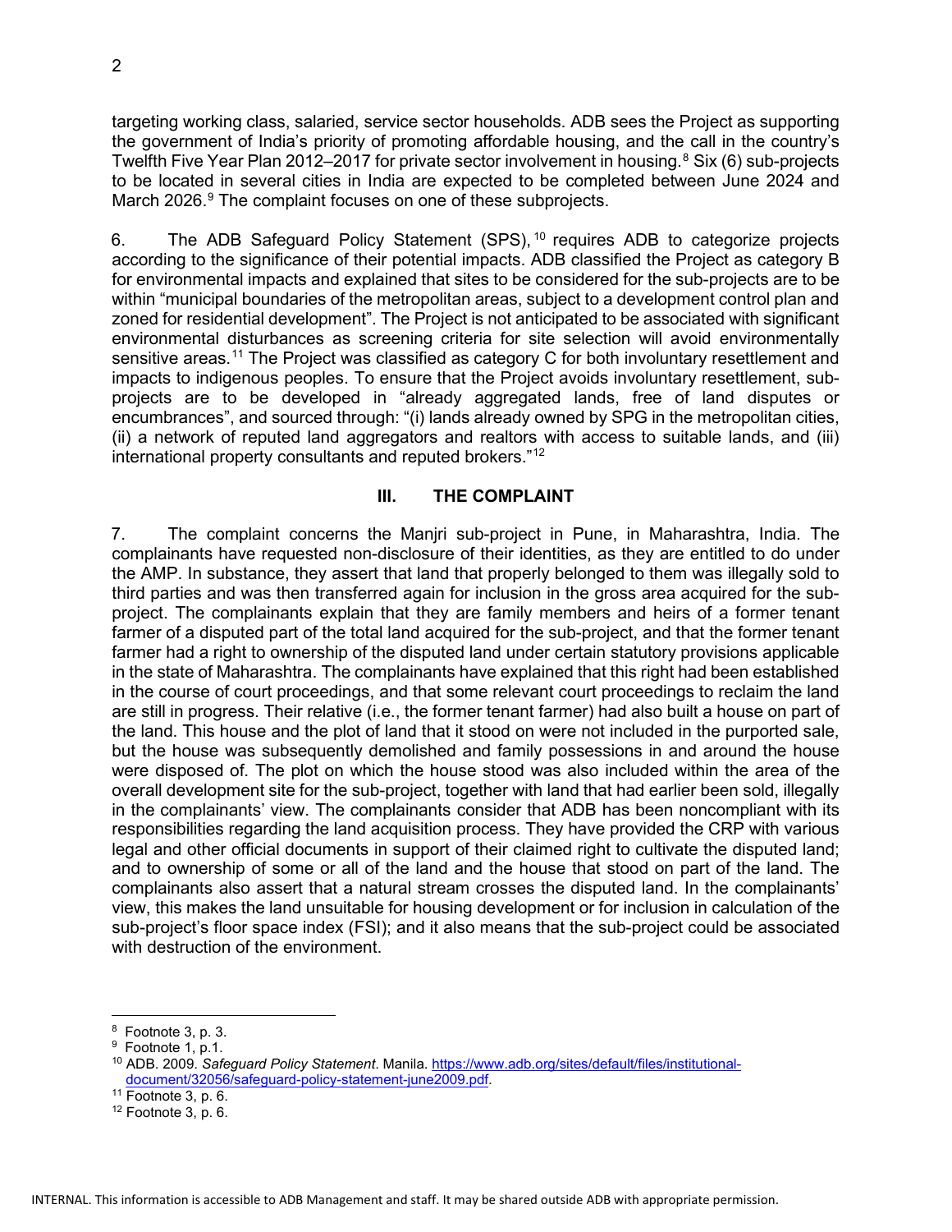targeting working class, salaried, service sector households. ADB sees the Project as supporting the government of India's priority of promoting affordable housing, and the call in the country's Twelfth Five Year Plan 2012–2017 for private sector involvement in housing.[8] Six (6) sub-projects to be located in several cities in India are expected to be completed between June 2024 and March 2026.[9] The complaint focuses on one of these subprojects.

6. The ADB Safeguard Policy Statement (SPS),[10] requires ADB to categorize projects according to the significance of their potential impacts. ADB classified the Project as category B for environmental impacts and explained that sites to be considered for the sub-projects are to be within "municipal boundaries of the metropolitan areas, subject to a development control plan and zoned for residential development". The Project is not anticipated to be associated with significant environmental disturbances as screening criteria for site selection will avoid environmentally sensitive areas.[11] The Project was classified as category C for both involuntary resettlement and impacts to indigenous peoples. To ensure that the Project avoids involuntary resettlement, sub-projects are to be developed in "already aggregated lands, free of land disputes or encumbrances", and sourced through: "(i) lands already owned by SPG in the metropolitan cities, (ii) a network of reputed land aggregators and realtors with access to suitable lands, and (iii) international property consultants and reputed brokers."[12]

## III. THE COMPLAINT

7. The complaint concerns the Manjri sub-project in Pune, in Maharashtra, India. The complainants have requested non-disclosure of their identities, as they are entitled to do under the AMP. In substance, they assert that land that properly belonged to them was illegally sold to third parties and was then transferred again for inclusion in the gross area acquired for the sub-project. The complainants explain that they are family members and heirs of a former tenant farmer of a disputed part of the total land acquired for the sub-project, and that the former tenant farmer had a right to ownership of the disputed land under certain statutory provisions applicable in the state of Maharashtra. The complainants have explained that this right has been established in the course of court proceedings, and that some relevant court proceedings to reclaim the land are still in progress. Their relative (i.e., the former tenant farmer) had also built a house on part of the land. This house and the plot of land that it stood on were not included in the purported sale, but the house was subsequently demolished and family possessions in and around the house were disposed of. The plot on which the house stood was also included within the area of the overall development site for the sub-project, together with land that had earlier been sold, illegally in the complainants' view. The complainants consider that ADB has been noncompliant with its responsibilities regarding the land acquisition process. They have provided the CRP with various legal and other official documents in support of their claimed right to cultivate the disputed land; and to ownership of some or all of the land and the house that stood on part of the land. The complainants also assert that a natural stream crosses the disputed land. In the complainants' view, this makes the land unsuitable for housing development or for inclusion in calculation of the sub-project's floor space index (FSI); and it also means that the sub-project could be associated with destruction of the environment.

---

[8] Footnote 3, p. 3.

[9] Footnote 1, p.1.

[10] ADB. 2009. *Safeguard Policy Statement*. Manila. https://www.adb.org/sites/default/files/institutional-document/32056/safeguard-policy-statement-june2009.pdf.

[11] Footnote 3, p. 6.

[12] Footnote 3, p. 6.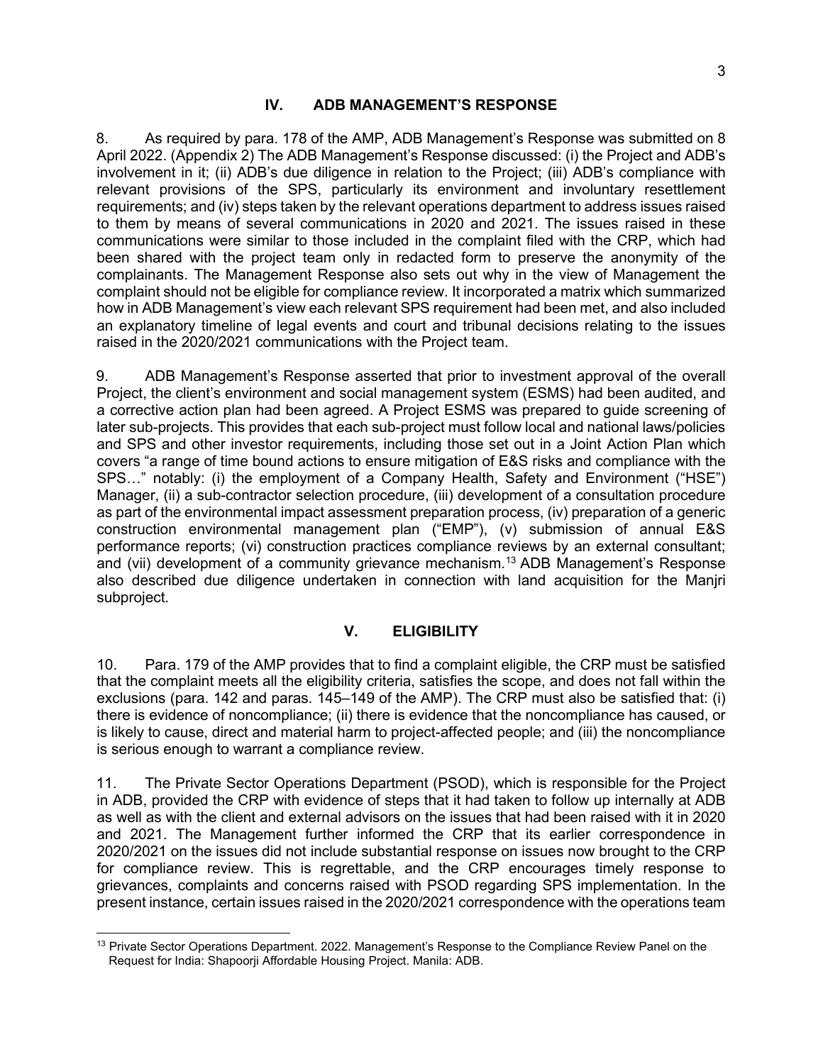## IV. ADB MANAGEMENT'S RESPONSE

8. As required by para. 178 of the AMP, ADB Management's Response was submitted on 8 April 2022. (Appendix 2) The ADB Management's Response discussed: (i) the Project and ADB's involvement in it; (ii) ADB's due diligence in relation to the Project; (iii) ADB's compliance with relevant provisions of the SPS, particularly its environment and involuntary resettlement requirements; and (iv) steps taken by the relevant operations department to address issues raised to them by means of several communications in 2020 and 2021. The issues raised in these communications were similar to those included in the complaint filed with the CRP, which had been shared with the project team only in redacted form to preserve the anonymity of the complainants. The Management Response also sets out why in the view of Management the complaint should not be eligible for compliance review. It incorporated a matrix which summarized how in ADB Management's view each relevant SPS requirement had been met, and also included an explanatory timeline of legal events and court and tribunal decisions relating to the issues raised in the 2020/2021 communications with the Project team.

9. ADB Management's Response asserted that prior to investment approval of the overall Project, the client's environment and social management system (ESMS) had been audited, and a corrective action plan had been agreed. A Project ESMS was prepared to guide screening of later sub-projects. This provides that each sub-project must follow local and national laws/policies and SPS and other investor requirements, including those set out in a Joint Action Plan which covers "a range of time bound actions to ensure mitigation of E&S risks and compliance with the SPS…" notably: (i) the employment of a Company Health, Safety and Environment ("HSE") Manager, (ii) a sub-contractor selection procedure, (iii) development of a consultation procedure as part of the environmental impact assessment preparation process, (iv) preparation of a generic construction environmental management plan ("EMP"), (v) submission of annual E&S performance reports; (vi) construction practices compliance reviews by an external consultant; and (vii) development of a community grievance mechanism.[13] ADB Management's Response also described due diligence undertaken in connection with land acquisition for the Manjri subproject.

## V. ELIGIBILITY

10. Para. 179 of the AMP provides that to find a complaint eligible, the CRP must be satisfied that the complaint meets all the eligibility criteria, satisfies the scope, and does not fall within the exclusions (para. 142 and paras. 145–149 of the AMP). The CRP must also be satisfied that: (i) there is evidence of noncompliance; (ii) there is evidence that the noncompliance has caused, or is likely to cause, direct and material harm to project-affected people; and (iii) the noncompliance is serious enough to warrant a compliance review.

11. The Private Sector Operations Department (PSOD), which is responsible for the Project in ADB, provided the CRP with evidence of steps that it had taken to follow up internally at ADB as well as with the client and external advisors on the issues that had been raised with it in 2020 and 2021. The Management further informed the CRP that its earlier correspondence in 2020/2021 on the issues did not include substantial response on issues now brought to the CRP for compliance review. This is regrettable, and the CRP encourages timely response to grievances, complaints and concerns raised with PSOD regarding SPS implementation. In the present instance, certain issues raised in the 2020/2021 correspondence with the operations team

[13] Private Sector Operations Department. 2022. Management's Response to the Compliance Review Panel on the Request for India: Shapoorji Affordable Housing Project. Manila: ADB.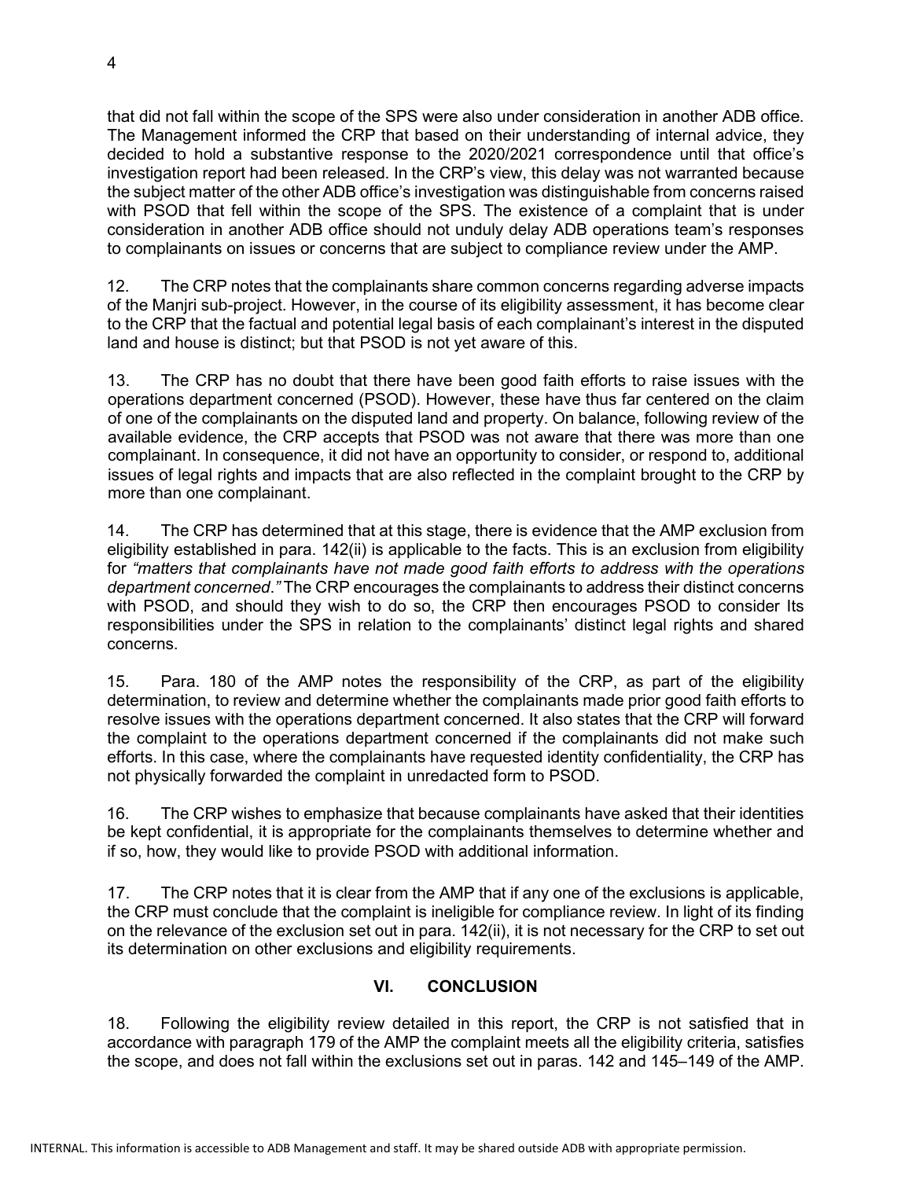that did not fall within the scope of the SPS were also under consideration in another ADB office. The Management informed the CRP that based on their understanding of internal advice, they decided to hold a substantive response to the 2020/2021 correspondence until that office's investigation report had been released. In the CRP's view, this delay was not warranted because the subject matter of the other ADB office's investigation was distinguishable from concerns raised with PSOD that fell within the scope of the SPS. The existence of a complaint that is under consideration in another ADB office should not unduly delay ADB operations team's responses to complainants on issues or concerns that are subject to compliance review under the AMP.

12. The CRP notes that the complainants share common concerns regarding adverse impacts of the Manjri sub-project. However, in the course of its eligibility assessment, it has become clear to the CRP that the factual and potential legal basis of each complainant's interest in the disputed land and house is distinct; but that PSOD is not yet aware of this.

13. The CRP has no doubt that there have been good faith efforts to raise issues with the operations department concerned (PSOD). However, these have thus far centered on the claim of one of the complainants on the disputed land and property. On balance, following review of the available evidence, the CRP accepts that PSOD was not aware that there was more than one complainant. In consequence, it did not have an opportunity to consider, or respond to, additional issues of legal rights and impacts that are also reflected in the complaint brought to the CRP by more than one complainant.

14. The CRP has determined that at this stage, there is evidence that the AMP exclusion from eligibility established in para. 142(ii) is applicable to the facts. This is an exclusion from eligibility for *"matters that complainants have not made good faith efforts to address with the operations department concerned."* The CRP encourages the complainants to address their distinct concerns with PSOD, and should they wish to do so, the CRP then encourages PSOD to consider Its responsibilities under the SPS in relation to the complainants' distinct legal rights and shared concerns.

15. Para. 180 of the AMP notes the responsibility of the CRP, as part of the eligibility determination, to review and determine whether the complainants made prior good faith efforts to resolve issues with the operations department concerned. It also states that the CRP will forward the complaint to the operations department concerned if the complainants did not make such efforts. In this case, where the complainants have requested identity confidentiality, the CRP has not physically forwarded the complaint in unredacted form to PSOD.

16. The CRP wishes to emphasize that because complainants have asked that their identities be kept confidential, it is appropriate for the complainants themselves to determine whether and if so, how, they would like to provide PSOD with additional information.

17. The CRP notes that it is clear from the AMP that if any one of the exclusions is applicable, the CRP must conclude that the complaint is ineligible for compliance review. In light of its finding on the relevance of the exclusion set out in para. 142(ii), it is not necessary for the CRP to set out its determination on other exclusions and eligibility requirements.

## VI. CONCLUSION

18. Following the eligibility review detailed in this report, the CRP is not satisfied that in accordance with paragraph 179 of the AMP the complaint meets all the eligibility criteria, satisfies the scope, and does not fall within the exclusions set out in paras. 142 and 145–149 of the AMP.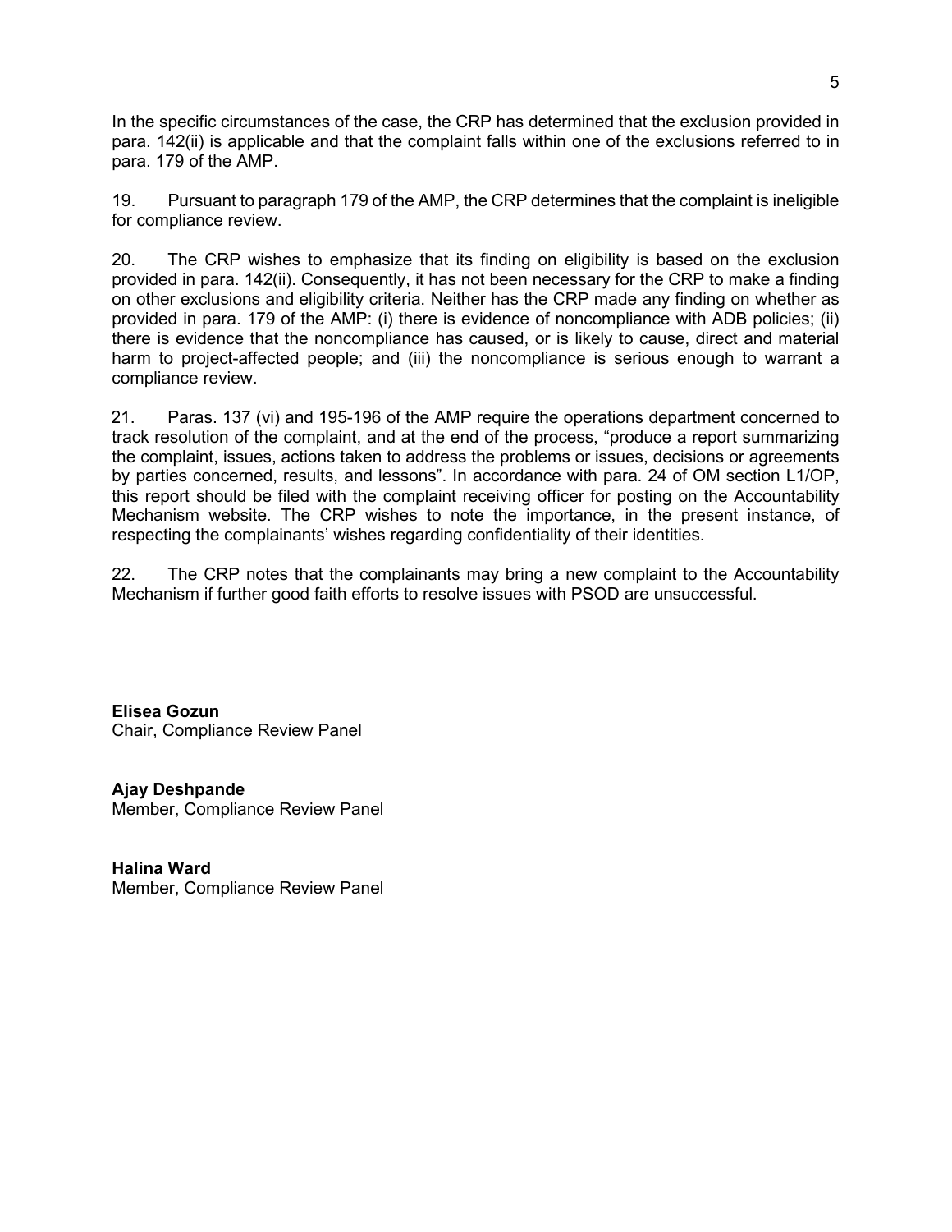In the specific circumstances of the case, the CRP has determined that the exclusion provided in para. 142(ii) is applicable and that the complaint falls within one of the exclusions referred to in para. 179 of the AMP.

19. Pursuant to paragraph 179 of the AMP, the CRP determines that the complaint is ineligible for compliance review.

20. The CRP wishes to emphasize that its finding on eligibility is based on the exclusion provided in para. 142(ii). Consequently, it has not been necessary for the CRP to make a finding on other exclusions and eligibility criteria. Neither has the CRP made any finding on whether as provided in para. 179 of the AMP: (i) there is evidence of noncompliance with ADB policies; (ii) there is evidence that the noncompliance has caused, or is likely to cause, direct and material harm to project-affected people; and (iii) the noncompliance is serious enough to warrant a compliance review.

21. Paras. 137 (vi) and 195-196 of the AMP require the operations department concerned to track resolution of the complaint, and at the end of the process, "produce a report summarizing the complaint, issues, actions taken to address the problems or issues, decisions or agreements by parties concerned, results, and lessons". In accordance with para. 24 of OM section L1/OP, this report should be filed with the complaint receiving officer for posting on the Accountability Mechanism website. The CRP wishes to note the importance, in the present instance, of respecting the complainants' wishes regarding confidentiality of their identities.

22. The CRP notes that the complainants may bring a new complaint to the Accountability Mechanism if further good faith efforts to resolve issues with PSOD are unsuccessful.

**Elisea Gozun**
Chair, Compliance Review Panel

**Ajay Deshpande**
Member, Compliance Review Panel

**Halina Ward**
Member, Compliance Review Panel